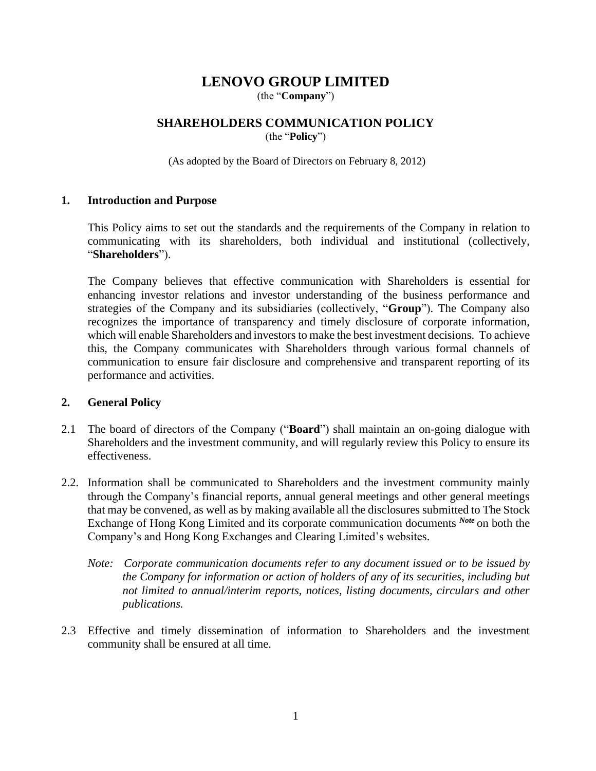# LENOVO GROUP LIMITED

(the "**Company**")

## SHAREHOLDERS COMMUNICATION POLICY

(the "**Policy**")

(As adopted by the Board of Directors on February 8, 2012)

### 1. Introduction and Purpose

This Policy aims to set out the standards and the requirements of the Company in relation to communicating with its shareholders, both individual and institutional (collectively, "**Shareholders**").

The Company believes that effective communication with Shareholders is essential for enhancing investor relations and investor understanding of the business performance and strategies of the Company and its subsidiaries (collectively, "**Group**"). The Company also recognizes the importance of transparency and timely disclosure of corporate information, which will enable Shareholders and investors to make the best investment decisions. To achieve this, the Company communicates with Shareholders through various formal channels of communication to ensure fair disclosure and comprehensive and transparent reporting of its performance and activities.

### 2. General Policy

2.1 The board of directors of the Company ("**Board**") shall maintain an on-going dialogue with Shareholders and the investment community, and will regularly review this Policy to ensure its effectiveness.

2.2. Information shall be communicated to Shareholders and the investment community mainly through the Company's financial reports, annual general meetings and other general meetings that may be convened, as well as by making available all the disclosures submitted to The Stock Exchange of Hong Kong Limited and its corporate communication documents [Note] on both the Company's and Hong Kong Exchanges and Clearing Limited's websites.

*Note: Corporate communication documents refer to any document issued or to be issued by the Company for information or action of holders of any of its securities, including but not limited to annual/interim reports, notices, listing documents, circulars and other publications.*

2.3 Effective and timely dissemination of information to Shareholders and the investment community shall be ensured at all time.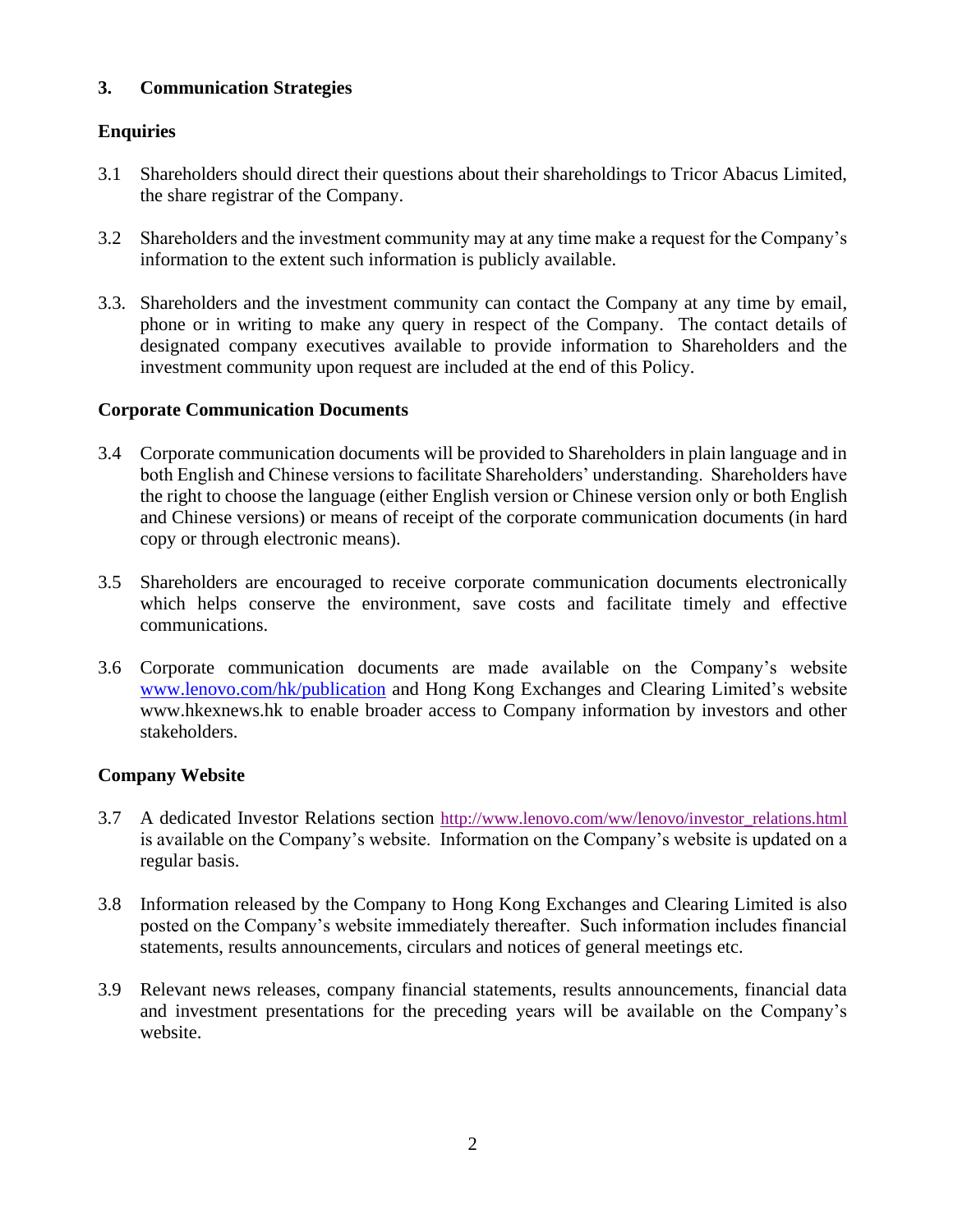## 3. Communication Strategies

### Enquiries

3.1 Shareholders should direct their questions about their shareholdings to Tricor Abacus Limited, the share registrar of the Company.

3.2 Shareholders and the investment community may at any time make a request for the Company's information to the extent such information is publicly available.

3.3. Shareholders and the investment community can contact the Company at any time by email, phone or in writing to make any query in respect of the Company. The contact details of designated company executives available to provide information to Shareholders and the investment community upon request are included at the end of this Policy.

### Corporate Communication Documents

3.4 Corporate communication documents will be provided to Shareholders in plain language and in both English and Chinese versions to facilitate Shareholders' understanding. Shareholders have the right to choose the language (either English version or Chinese version only or both English and Chinese versions) or means of receipt of the corporate communication documents (in hard copy or through electronic means).

3.5 Shareholders are encouraged to receive corporate communication documents electronically which helps conserve the environment, save costs and facilitate timely and effective communications.

3.6 Corporate communication documents are made available on the Company's website www.lenovo.com/hk/publication and Hong Kong Exchanges and Clearing Limited's website www.hkexnews.hk to enable broader access to Company information by investors and other stakeholders.

### Company Website

3.7 A dedicated Investor Relations section http://www.lenovo.com/ww/lenovo/investor_relations.html is available on the Company's website. Information on the Company's website is updated on a regular basis.

3.8 Information released by the Company to Hong Kong Exchanges and Clearing Limited is also posted on the Company's website immediately thereafter. Such information includes financial statements, results announcements, circulars and notices of general meetings etc.

3.9 Relevant news releases, company financial statements, results announcements, financial data and investment presentations for the preceding years will be available on the Company's website.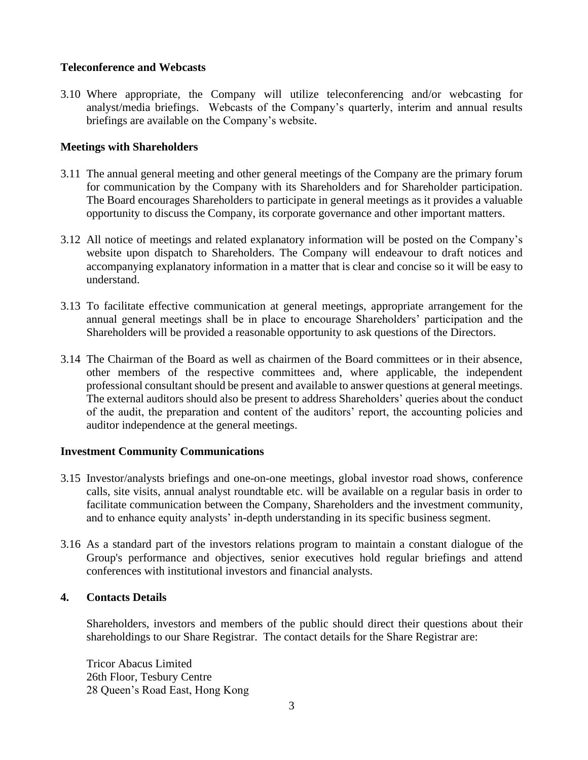**Teleconference and Webcasts**

3.10 Where appropriate, the Company will utilize teleconferencing and/or webcasting for analyst/media briefings. Webcasts of the Company's quarterly, interim and annual results briefings are available on the Company's website.

**Meetings with Shareholders**

3.11 The annual general meeting and other general meetings of the Company are the primary forum for communication by the Company with its Shareholders and for Shareholder participation. The Board encourages Shareholders to participate in general meetings as it provides a valuable opportunity to discuss the Company, its corporate governance and other important matters.

3.12 All notice of meetings and related explanatory information will be posted on the Company's website upon dispatch to Shareholders. The Company will endeavour to draft notices and accompanying explanatory information in a matter that is clear and concise so it will be easy to understand.

3.13 To facilitate effective communication at general meetings, appropriate arrangement for the annual general meetings shall be in place to encourage Shareholders' participation and the Shareholders will be provided a reasonable opportunity to ask questions of the Directors.

3.14 The Chairman of the Board as well as chairmen of the Board committees or in their absence, other members of the respective committees and, where applicable, the independent professional consultant should be present and available to answer questions at general meetings. The external auditors should also be present to address Shareholders' queries about the conduct of the audit, the preparation and content of the auditors' report, the accounting policies and auditor independence at the general meetings.

**Investment Community Communications**

3.15 Investor/analysts briefings and one-on-one meetings, global investor road shows, conference calls, site visits, annual analyst roundtable etc. will be available on a regular basis in order to facilitate communication between the Company, Shareholders and the investment community, and to enhance equity analysts' in-depth understanding in its specific business segment.

3.16 As a standard part of the investors relations program to maintain a constant dialogue of the Group's performance and objectives, senior executives hold regular briefings and attend conferences with institutional investors and financial analysts.

**4. Contacts Details**

Shareholders, investors and members of the public should direct their questions about their shareholdings to our Share Registrar. The contact details for the Share Registrar are:

Tricor Abacus Limited
26th Floor, Tesbury Centre
28 Queen's Road East, Hong Kong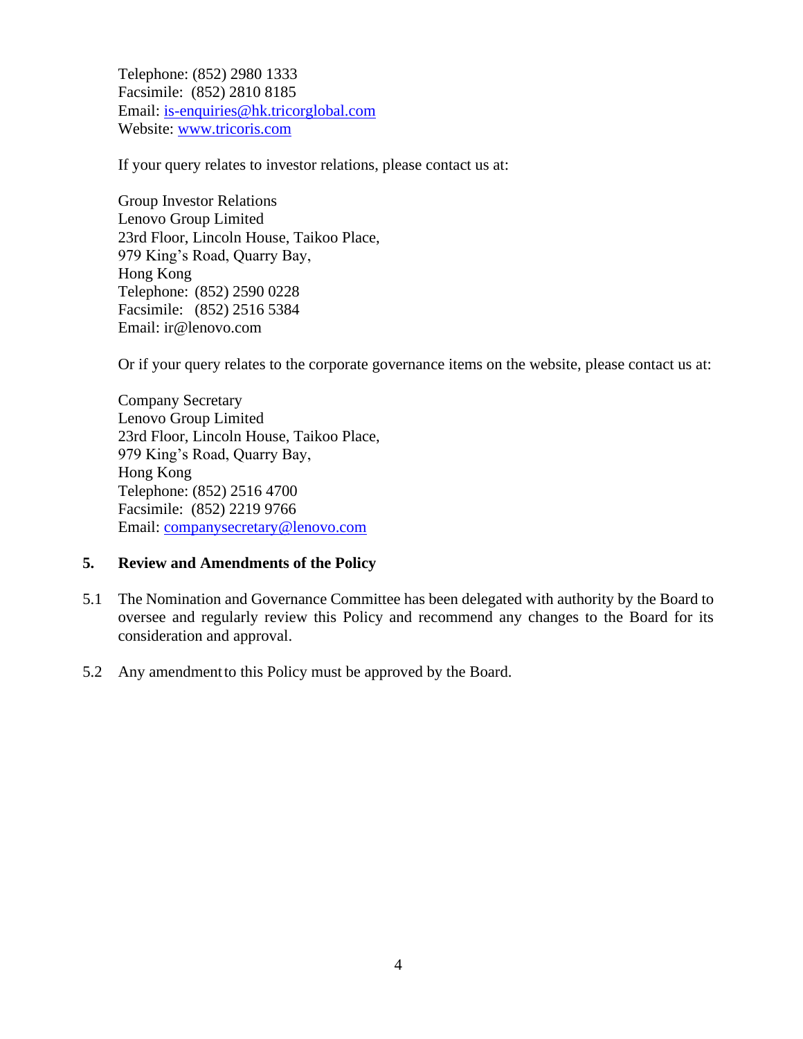Telephone: (852) 2980 1333
Facsimile: (852) 2810 8185
Email: is-enquiries@hk.tricorglobal.com
Website: www.tricoris.com

If your query relates to investor relations, please contact us at:

Group Investor Relations
Lenovo Group Limited
23rd Floor, Lincoln House, Taikoo Place,
979 King's Road, Quarry Bay,
Hong Kong
Telephone: (852) 2590 0228
Facsimile: (852) 2516 5384
Email: ir@lenovo.com

Or if your query relates to the corporate governance items on the website, please contact us at:

Company Secretary
Lenovo Group Limited
23rd Floor, Lincoln House, Taikoo Place,
979 King's Road, Quarry Bay,
Hong Kong
Telephone: (852) 2516 4700
Facsimile: (852) 2219 9766
Email: companysecretary@lenovo.com

## 5. Review and Amendments of the Policy

5.1 The Nomination and Governance Committee has been delegated with authority by the Board to oversee and regularly review this Policy and recommend any changes to the Board for its consideration and approval.

5.2 Any amendment to this Policy must be approved by the Board.